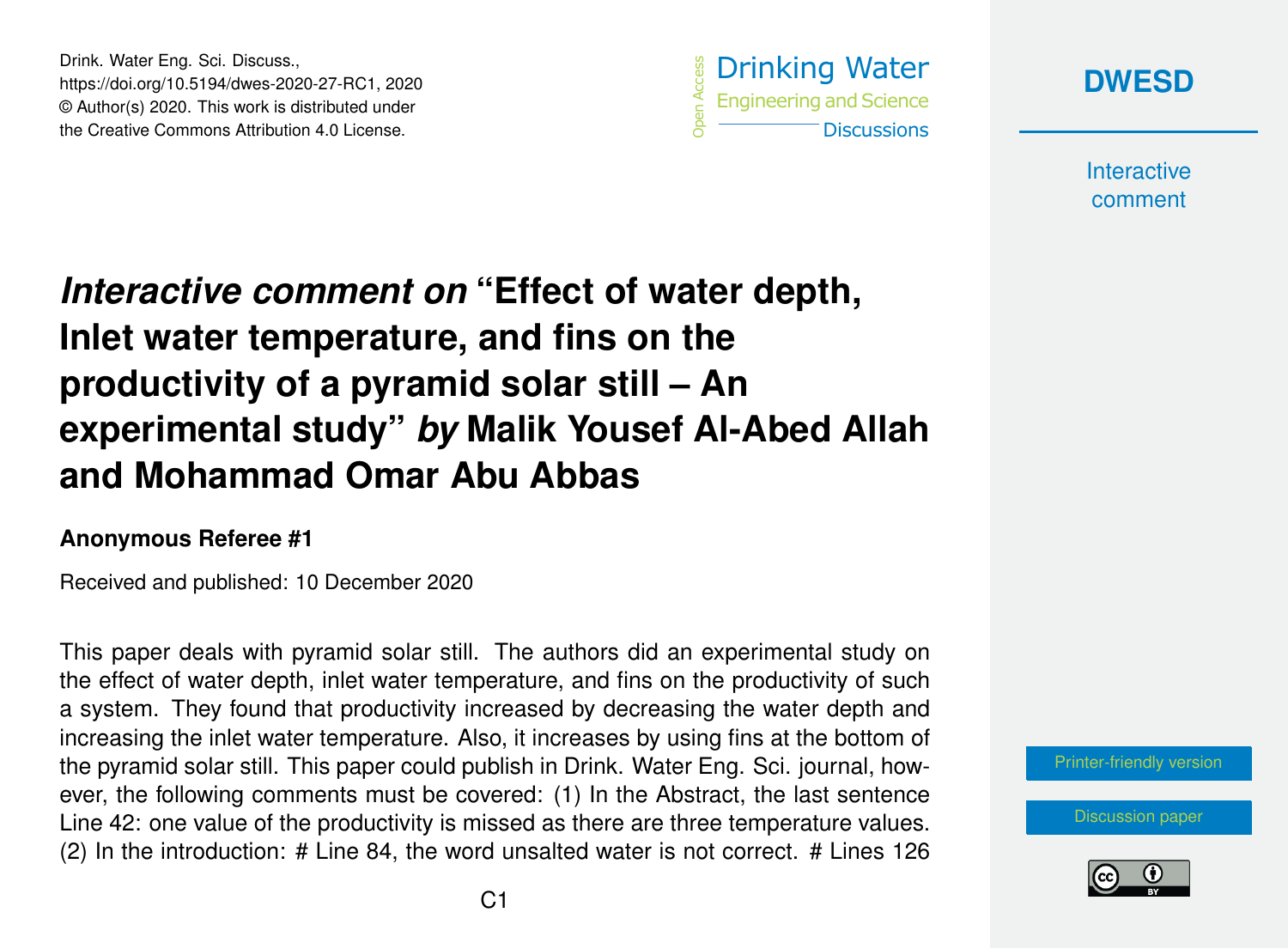# *Interactive comment on* "Effect of water depth, Inlet water temperature, and fins on the productivity of a pyramid solar still – An experimental study" *by* Malik Yousef Al-Abed Allah and Mohammad Omar Abu Abbas

**Anonymous Referee #1**

Received and published: 10 December 2020

This paper deals with pyramid solar still. The authors did an experimental study on the effect of water depth, inlet water temperature, and fins on the productivity of such a system. They found that productivity increased by decreasing the water depth and increasing the inlet water temperature. Also, it increases by using fins at the bottom of the pyramid solar still. This paper could publish in Drink. Water Eng. Sci. journal, however, the following comments must be covered: (1) In the Abstract, the last sentence Line 42: one value of the productivity is missed as there are three temperature values. (2) In the introduction: # Line 84, the word unsalted water is not correct. # Lines 126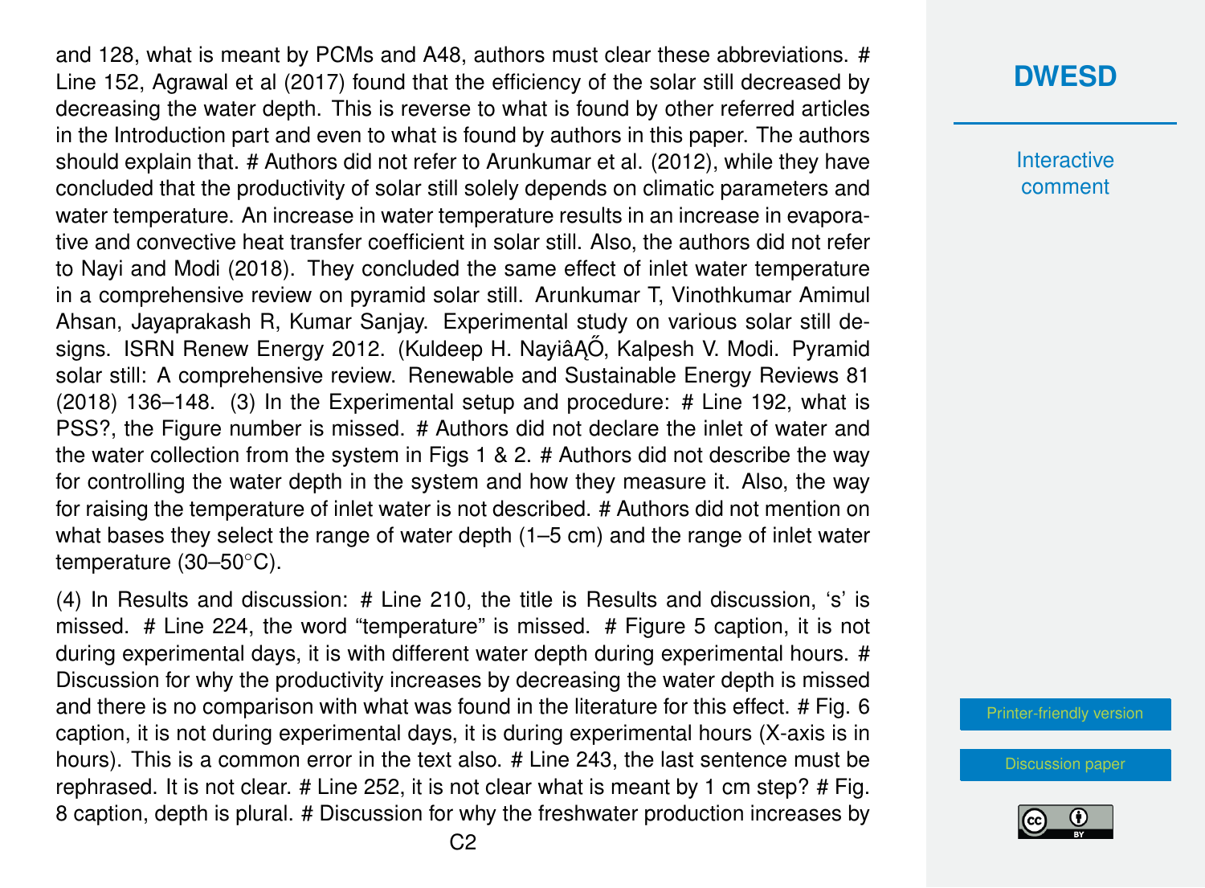and 128, what is meant by PCMs and A48, authors must clear these abbreviations. # Line 152, Agrawal et al (2017) found that the efficiency of the solar still decreased by decreasing the water depth. This is reverse to what is found by other referred articles in the Introduction part and even to what is found by authors in this paper. The authors should explain that. # Authors did not refer to Arunkumar et al. (2012), while they have concluded that the productivity of solar still solely depends on climatic parameters and water temperature. An increase in water temperature results in an increase in evaporative and convective heat transfer coefficient in solar still. Also, the authors did not refer to Nayi and Modi (2018). They concluded the same effect of inlet water temperature in a comprehensive review on pyramid solar still. Arunkumar T, Vinothkumar Amimul Ahsan, Jayaprakash R, Kumar Sanjay. Experimental study on various solar still designs. ISRN Renew Energy 2012. (Kuldeep H. NayiâĄŐ, Kalpesh V. Modi. Pyramid solar still: A comprehensive review. Renewable and Sustainable Energy Reviews 81 (2018) 136–148. (3) In the Experimental setup and procedure: # Line 192, what is PSS?, the Figure number is missed. # Authors did not declare the inlet of water and the water collection from the system in Figs 1 & 2. # Authors did not describe the way for controlling the water depth in the system and how they measure it. Also, the way for raising the temperature of inlet water is not described. # Authors did not mention on what bases they select the range of water depth (1–5 cm) and the range of inlet water temperature (30–50°C).

(4) In Results and discussion: # Line 210, the title is Results and discussion, 's' is missed. # Line 224, the word "temperature" is missed. # Figure 5 caption, it is not during experimental days, it is with different water depth during experimental hours. # Discussion for why the productivity increases by decreasing the water depth is missed and there is no comparison with what was found in the literature for this effect. # Fig. 6 caption, it is not during experimental days, it is during experimental hours (X-axis is in hours). This is a common error in the text also. # Line 243, the last sentence must be rephrased. It is not clear. # Line 252, it is not clear what is meant by 1 cm step? # Fig. 8 caption, depth is plural. # Discussion for why the freshwater production increases by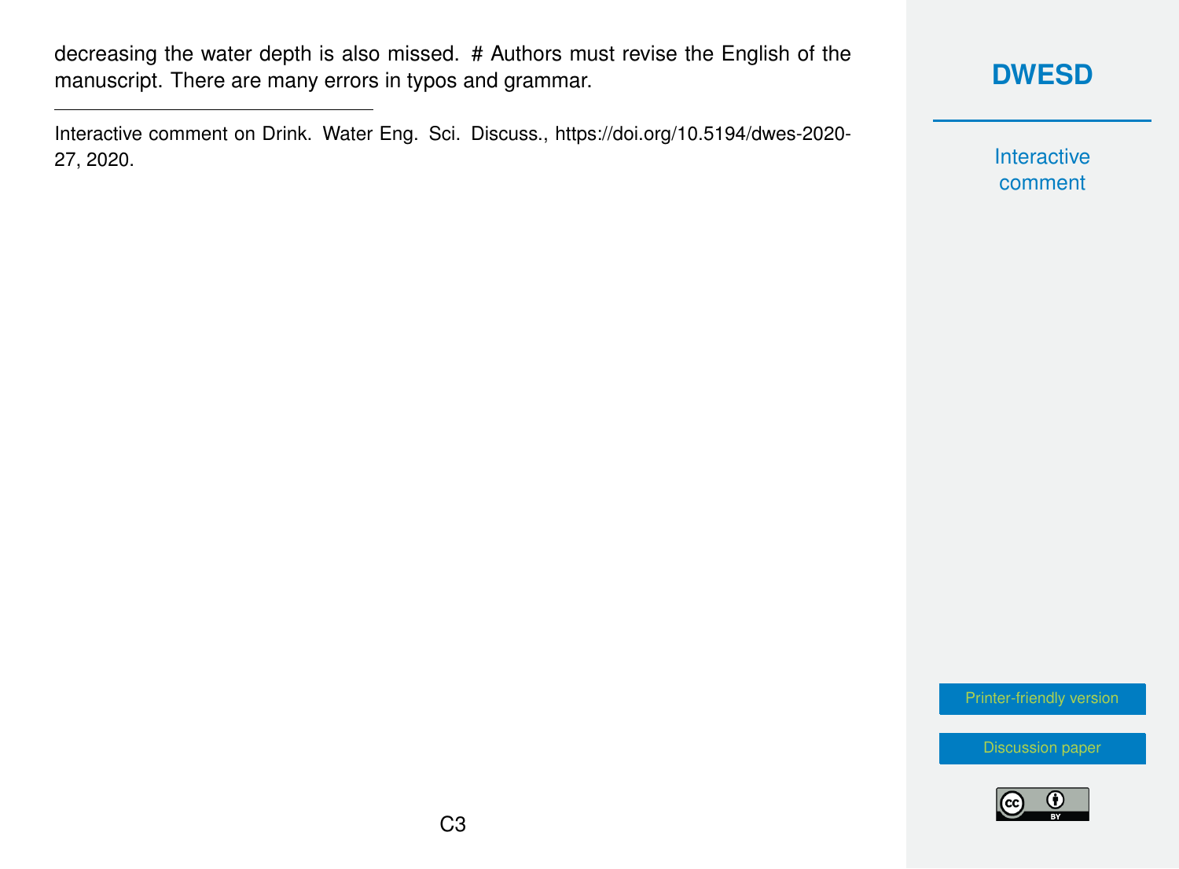decreasing the water depth is also missed. # Authors must revise the English of the manuscript. There are many errors in typos and grammar.

---

Interactive comment on Drink. Water Eng. Sci. Discuss., https://doi.org/10.5194/dwes-2020-27, 2020.